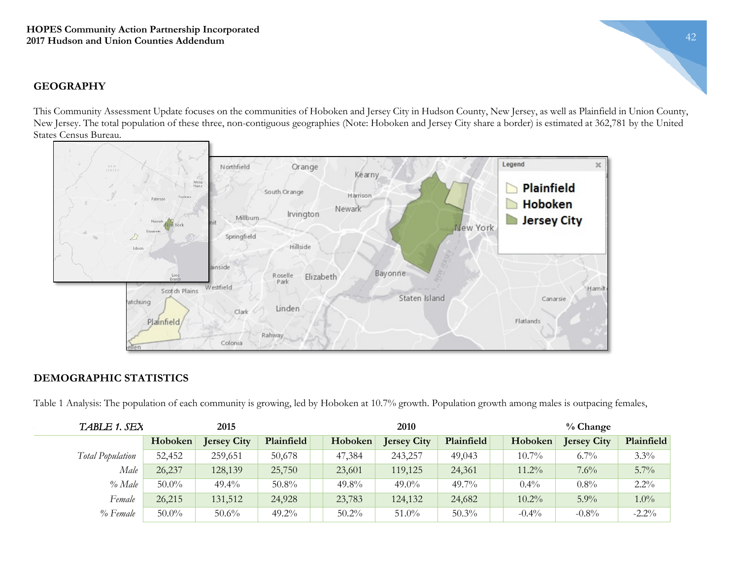## GEOGRAPHY

This Community Assessment Update focuses on the communities of Hoboken and Jersey City in Hudson County, New Jersey, as well as Plainfield in Union County, New Jersey. The total population of these three, non-contiguous geographies (Note: Hoboken and Jersey City share a border) is estimated at 362,781 by the United States Census Bureau.

## DEMOGRAPHIC STATISTICS

Table 1 Analysis: The population of each community is growing, led by Hoboken at 10.7% growth. Population growth among males is outpacing females,

| *TABLE 1. SEX* | 2015 | | | 2010 | | | % Change | | |
|---|---|---|---|---|---|---|---|---|---|
| | Hoboken | Jersey City | Plainfield | Hoboken | Jersey City | Plainfield | Hoboken | Jersey City | Plainfield |
| *Total Population* | 52,452 | 259,651 | 50,678 | 47,384 | 243,257 | 49,043 | 10.7% | 6.7% | 3.3% |
| *Male* | 26,237 | 128,139 | 25,750 | 23,601 | 119,125 | 24,361 | 11.2% | 7.6% | 5.7% |
| *% Male* | 50.0% | 49.4% | 50.8% | 49.8% | 49.0% | 49.7% | 0.4% | 0.8% | 2.2% |
| *Female* | 26,215 | 131,512 | 24,928 | 23,783 | 124,132 | 24,682 | 10.2% | 5.9% | 1.0% |
| *% Female* | 50.0% | 50.6% | 49.2% | 50.2% | 51.0% | 50.3% | -0.4% | -0.8% | -2.2% |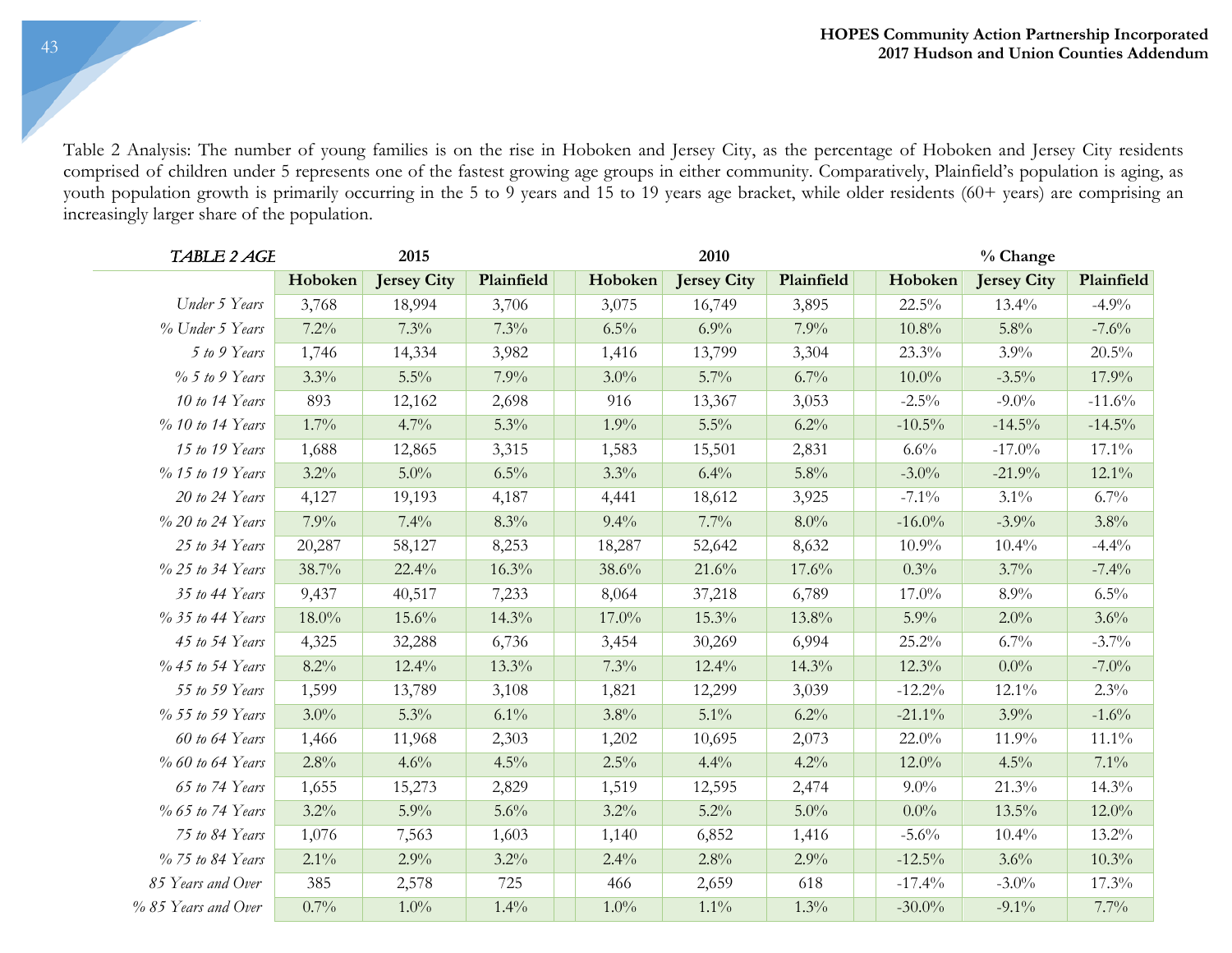Table 2 Analysis: The number of young families is on the rise in Hoboken and Jersey City, as the percentage of Hoboken and Jersey City residents comprised of children under 5 represents one of the fastest growing age groups in either community. Comparatively, Plainfield's population is aging, as youth population growth is primarily occurring in the 5 to 9 years and 15 to 19 years age bracket, while older residents (60+ years) are comprising an increasingly larger share of the population.

| *TABLE 2 AGE* | 2015 | | | 2010 | | | % Change | | |
|---|---|---|---|---|---|---|---|---|---|
| | **Hoboken** | **Jersey City** | **Plainfield** | **Hoboken** | **Jersey City** | **Plainfield** | **Hoboken** | **Jersey City** | **Plainfield** |
| *Under 5 Years* | 3,768 | 18,994 | 3,706 | 3,075 | 16,749 | 3,895 | 22.5% | 13.4% | -4.9% |
| *% Under 5 Years* | 7.2% | 7.3% | 7.3% | 6.5% | 6.9% | 7.9% | 10.8% | 5.8% | -7.6% |
| *5 to 9 Years* | 1,746 | 14,334 | 3,982 | 1,416 | 13,799 | 3,304 | 23.3% | 3.9% | 20.5% |
| *% 5 to 9 Years* | 3.3% | 5.5% | 7.9% | 3.0% | 5.7% | 6.7% | 10.0% | -3.5% | 17.9% |
| *10 to 14 Years* | 893 | 12,162 | 2,698 | 916 | 13,367 | 3,053 | -2.5% | -9.0% | -11.6% |
| *% 10 to 14 Years* | 1.7% | 4.7% | 5.3% | 1.9% | 5.5% | 6.2% | -10.5% | -14.5% | -14.5% |
| *15 to 19 Years* | 1,688 | 12,865 | 3,315 | 1,583 | 15,501 | 2,831 | 6.6% | -17.0% | 17.1% |
| *% 15 to 19 Years* | 3.2% | 5.0% | 6.5% | 3.3% | 6.4% | 5.8% | -3.0% | -21.9% | 12.1% |
| *20 to 24 Years* | 4,127 | 19,193 | 4,187 | 4,441 | 18,612 | 3,925 | -7.1% | 3.1% | 6.7% |
| *% 20 to 24 Years* | 7.9% | 7.4% | 8.3% | 9.4% | 7.7% | 8.0% | -16.0% | -3.9% | 3.8% |
| *25 to 34 Years* | 20,287 | 58,127 | 8,253 | 18,287 | 52,642 | 8,632 | 10.9% | 10.4% | -4.4% |
| *% 25 to 34 Years* | 38.7% | 22.4% | 16.3% | 38.6% | 21.6% | 17.6% | 0.3% | 3.7% | -7.4% |
| *35 to 44 Years* | 9,437 | 40,517 | 7,233 | 8,064 | 37,218 | 6,789 | 17.0% | 8.9% | 6.5% |
| *% 35 to 44 Years* | 18.0% | 15.6% | 14.3% | 17.0% | 15.3% | 13.8% | 5.9% | 2.0% | 3.6% |
| *45 to 54 Years* | 4,325 | 32,288 | 6,736 | 3,454 | 30,269 | 6,994 | 25.2% | 6.7% | -3.7% |
| *% 45 to 54 Years* | 8.2% | 12.4% | 13.3% | 7.3% | 12.4% | 14.3% | 12.3% | 0.0% | -7.0% |
| *55 to 59 Years* | 1,599 | 13,789 | 3,108 | 1,821 | 12,299 | 3,039 | -12.2% | 12.1% | 2.3% |
| *% 55 to 59 Years* | 3.0% | 5.3% | 6.1% | 3.8% | 5.1% | 6.2% | -21.1% | 3.9% | -1.6% |
| *60 to 64 Years* | 1,466 | 11,968 | 2,303 | 1,202 | 10,695 | 2,073 | 22.0% | 11.9% | 11.1% |
| *% 60 to 64 Years* | 2.8% | 4.6% | 4.5% | 2.5% | 4.4% | 4.2% | 12.0% | 4.5% | 7.1% |
| *65 to 74 Years* | 1,655 | 15,273 | 2,829 | 1,519 | 12,595 | 2,474 | 9.0% | 21.3% | 14.3% |
| *% 65 to 74 Years* | 3.2% | 5.9% | 5.6% | 3.2% | 5.2% | 5.0% | 0.0% | 13.5% | 12.0% |
| *75 to 84 Years* | 1,076 | 7,563 | 1,603 | 1,140 | 6,852 | 1,416 | -5.6% | 10.4% | 13.2% |
| *% 75 to 84 Years* | 2.1% | 2.9% | 3.2% | 2.4% | 2.8% | 2.9% | -12.5% | 3.6% | 10.3% |
| *85 Years and Over* | 385 | 2,578 | 725 | 466 | 2,659 | 618 | -17.4% | -3.0% | 17.3% |
| *% 85 Years and Over* | 0.7% | 1.0% | 1.4% | 1.0% | 1.1% | 1.3% | -30.0% | -9.1% | 7.7% |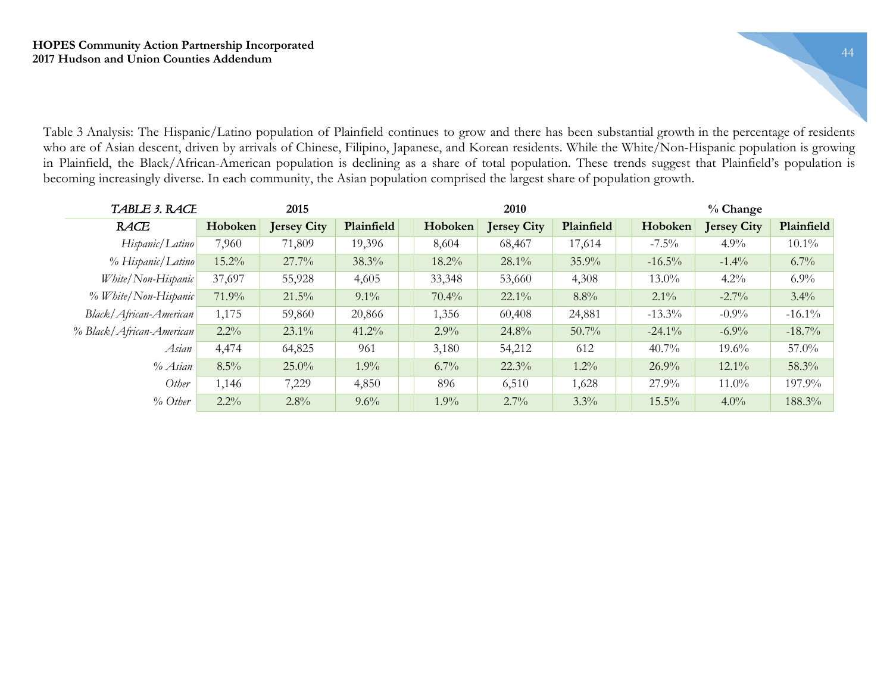Table 3 Analysis: The Hispanic/Latino population of Plainfield continues to grow and there has been substantial growth in the percentage of residents who are of Asian descent, driven by arrivals of Chinese, Filipino, Japanese, and Korean residents. While the White/Non-Hispanic population is growing in Plainfield, the Black/African-American population is declining as a share of total population. These trends suggest that Plainfield's population is becoming increasingly diverse. In each community, the Asian population comprised the largest share of population growth.

| *TABLE 3. RACE* | 2015 | | | | 2010 | | | | % Change | | |
|---|---|---|---|---|---|---|---|---|---|---|---|
| *RACE* | Hoboken | Jersey City | Plainfield | | Hoboken | Jersey City | Plainfield | | Hoboken | Jersey City | Plainfield |
| *Hispanic/Latino* | 7,960 | 71,809 | 19,396 | | 8,604 | 68,467 | 17,614 | | -7.5% | 4.9% | 10.1% |
| *% Hispanic/Latino* | 15.2% | 27.7% | 38.3% | | 18.2% | 28.1% | 35.9% | | -16.5% | -1.4% | 6.7% |
| *White/Non-Hispanic* | 37,697 | 55,928 | 4,605 | | 33,348 | 53,660 | 4,308 | | 13.0% | 4.2% | 6.9% |
| *% White/Non-Hispanic* | 71.9% | 21.5% | 9.1% | | 70.4% | 22.1% | 8.8% | | 2.1% | -2.7% | 3.4% |
| *Black/African-American* | 1,175 | 59,860 | 20,866 | | 1,356 | 60,408 | 24,881 | | -13.3% | -0.9% | -16.1% |
| *% Black/African-American* | 2.2% | 23.1% | 41.2% | | 2.9% | 24.8% | 50.7% | | -24.1% | -6.9% | -18.7% |
| *Asian* | 4,474 | 64,825 | 961 | | 3,180 | 54,212 | 612 | | 40.7% | 19.6% | 57.0% |
| *% Asian* | 8.5% | 25.0% | 1.9% | | 6.7% | 22.3% | 1.2% | | 26.9% | 12.1% | 58.3% |
| *Other* | 1,146 | 7,229 | 4,850 | | 896 | 6,510 | 1,628 | | 27.9% | 11.0% | 197.9% |
| *% Other* | 2.2% | 2.8% | 9.6% | | 1.9% | 2.7% | 3.3% | | 15.5% | 4.0% | 188.3% |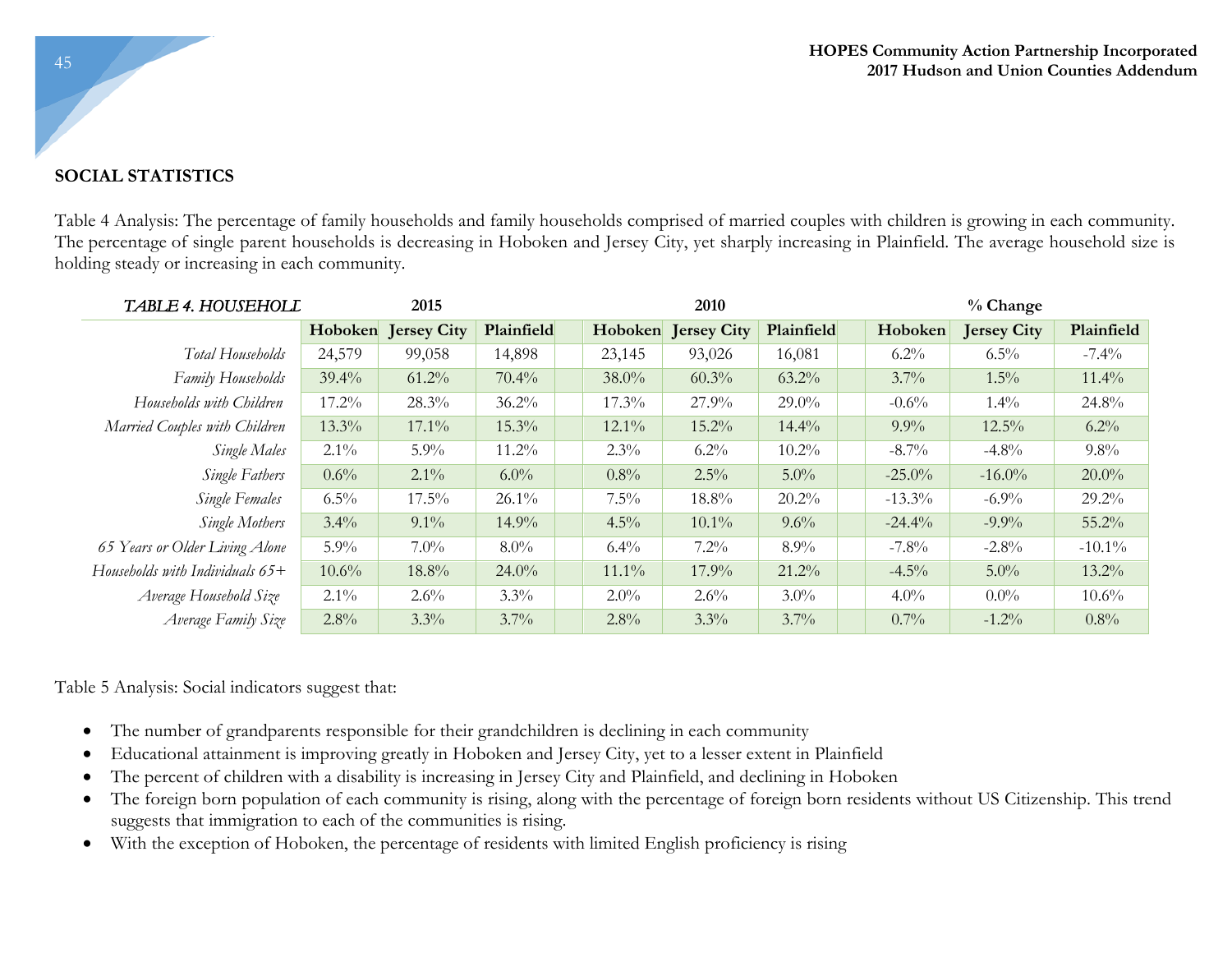## SOCIAL STATISTICS

Table 4 Analysis: The percentage of family households and family households comprised of married couples with children is growing in each community. The percentage of single parent households is decreasing in Hoboken and Jersey City, yet sharply increasing in Plainfield. The average household size is holding steady or increasing in each community.

| *TABLE 4. HOUSEHOLD* | 2015 | | | 2010 | | | % Change | | |
|---|---|---|---|---|---|---|---|---|---|
| | **Hoboken** | **Jersey City** | **Plainfield** | **Hoboken** | **Jersey City** | **Plainfield** | **Hoboken** | **Jersey City** | **Plainfield** |
| *Total Households* | 24,579 | 99,058 | 14,898 | 23,145 | 93,026 | 16,081 | 6.2% | 6.5% | -7.4% |
| *Family Households* | 39.4% | 61.2% | 70.4% | 38.0% | 60.3% | 63.2% | 3.7% | 1.5% | 11.4% |
| *Households with Children* | 17.2% | 28.3% | 36.2% | 17.3% | 27.9% | 29.0% | -0.6% | 1.4% | 24.8% |
| *Married Couples with Children* | 13.3% | 17.1% | 15.3% | 12.1% | 15.2% | 14.4% | 9.9% | 12.5% | 6.2% |
| *Single Males* | 2.1% | 5.9% | 11.2% | 2.3% | 6.2% | 10.2% | -8.7% | -4.8% | 9.8% |
| *Single Fathers* | 0.6% | 2.1% | 6.0% | 0.8% | 2.5% | 5.0% | -25.0% | -16.0% | 20.0% |
| *Single Females* | 6.5% | 17.5% | 26.1% | 7.5% | 18.8% | 20.2% | -13.3% | -6.9% | 29.2% |
| *Single Mothers* | 3.4% | 9.1% | 14.9% | 4.5% | 10.1% | 9.6% | -24.4% | -9.9% | 55.2% |
| *65 Years or Older Living Alone* | 5.9% | 7.0% | 8.0% | 6.4% | 7.2% | 8.9% | -7.8% | -2.8% | -10.1% |
| *Households with Individuals 65+* | 10.6% | 18.8% | 24.0% | 11.1% | 17.9% | 21.2% | -4.5% | 5.0% | 13.2% |
| *Average Household Size* | 2.1% | 2.6% | 3.3% | 2.0% | 2.6% | 3.0% | 4.0% | 0.0% | 10.6% |
| *Average Family Size* | 2.8% | 3.3% | 3.7% | 2.8% | 3.3% | 3.7% | 0.7% | -1.2% | 0.8% |

Table 5 Analysis: Social indicators suggest that:

- The number of grandparents responsible for their grandchildren is declining in each community
- Educational attainment is improving greatly in Hoboken and Jersey City, yet to a lesser extent in Plainfield
- The percent of children with a disability is increasing in Jersey City and Plainfield, and declining in Hoboken
- The foreign born population of each community is rising, along with the percentage of foreign born residents without US Citizenship. This trend suggests that immigration to each of the communities is rising.
- With the exception of Hoboken, the percentage of residents with limited English proficiency is rising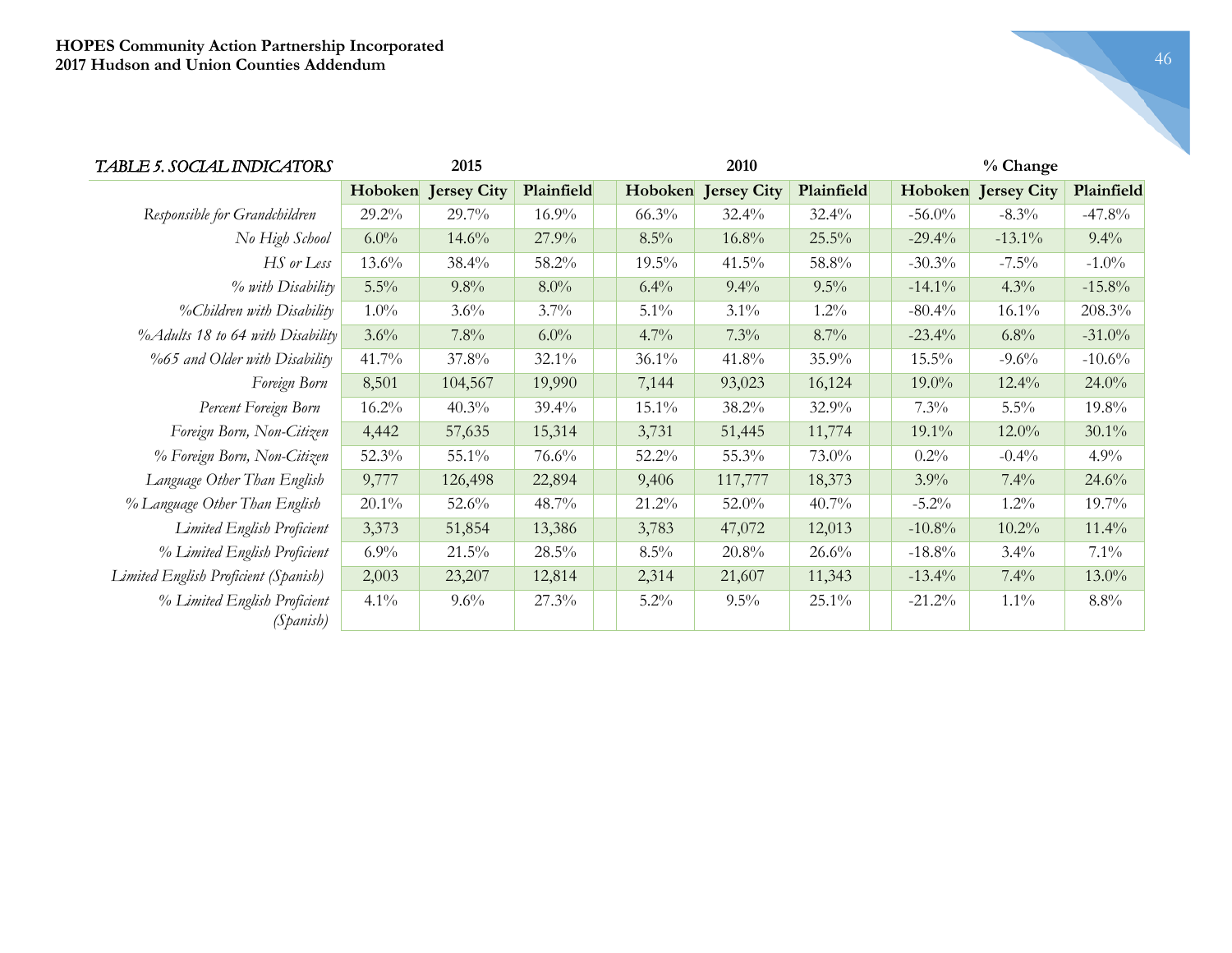| *TABLE 5. SOCIAL INDICATORS* | 2015 | | | 2010 | | | % Change | | |
|---|---|---|---|---|---|---|---|---|---|
| | **Hoboken** | **Jersey City** | **Plainfield** | **Hoboken** | **Jersey City** | **Plainfield** | **Hoboken** | **Jersey City** | **Plainfield** |
| *Responsible for Grandchildren* | 29.2% | 29.7% | 16.9% | 66.3% | 32.4% | 32.4% | -56.0% | -8.3% | -47.8% |
| *No High School* | 6.0% | 14.6% | 27.9% | 8.5% | 16.8% | 25.5% | -29.4% | -13.1% | 9.4% |
| *HS or Less* | 13.6% | 38.4% | 58.2% | 19.5% | 41.5% | 58.8% | -30.3% | -7.5% | -1.0% |
| *% with Disability* | 5.5% | 9.8% | 8.0% | 6.4% | 9.4% | 9.5% | -14.1% | 4.3% | -15.8% |
| *%Children with Disability* | 1.0% | 3.6% | 3.7% | 5.1% | 3.1% | 1.2% | -80.4% | 16.1% | 208.3% |
| *%Adults 18 to 64 with Disability* | 3.6% | 7.8% | 6.0% | 4.7% | 7.3% | 8.7% | -23.4% | 6.8% | -31.0% |
| *%65 and Older with Disability* | 41.7% | 37.8% | 32.1% | 36.1% | 41.8% | 35.9% | 15.5% | -9.6% | -10.6% |
| *Foreign Born* | 8,501 | 104,567 | 19,990 | 7,144 | 93,023 | 16,124 | 19.0% | 12.4% | 24.0% |
| *Percent Foreign Born* | 16.2% | 40.3% | 39.4% | 15.1% | 38.2% | 32.9% | 7.3% | 5.5% | 19.8% |
| *Foreign Born, Non-Citizen* | 4,442 | 57,635 | 15,314 | 3,731 | 51,445 | 11,774 | 19.1% | 12.0% | 30.1% |
| *% Foreign Born, Non-Citizen* | 52.3% | 55.1% | 76.6% | 52.2% | 55.3% | 73.0% | 0.2% | -0.4% | 4.9% |
| *Language Other Than English* | 9,777 | 126,498 | 22,894 | 9,406 | 117,777 | 18,373 | 3.9% | 7.4% | 24.6% |
| *% Language Other Than English* | 20.1% | 52.6% | 48.7% | 21.2% | 52.0% | 40.7% | -5.2% | 1.2% | 19.7% |
| *Limited English Proficient* | 3,373 | 51,854 | 13,386 | 3,783 | 47,072 | 12,013 | -10.8% | 10.2% | 11.4% |
| *% Limited English Proficient* | 6.9% | 21.5% | 28.5% | 8.5% | 20.8% | 26.6% | -18.8% | 3.4% | 7.1% |
| *Limited English Proficient (Spanish)* | 2,003 | 23,207 | 12,814 | 2,314 | 21,607 | 11,343 | -13.4% | 7.4% | 13.0% |
| *% Limited English Proficient (Spanish)* | 4.1% | 9.6% | 27.3% | 5.2% | 9.5% | 25.1% | -21.2% | 1.1% | 8.8% |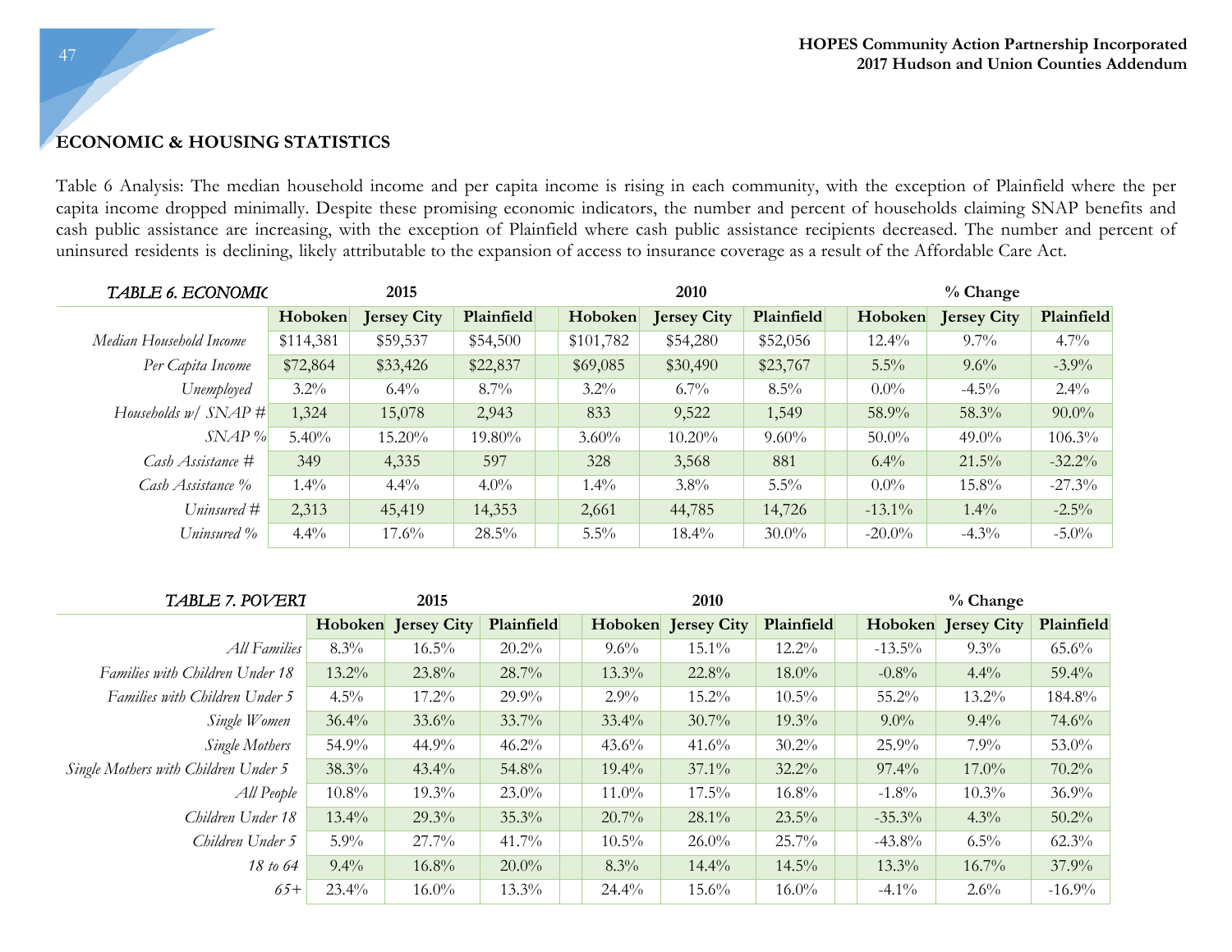## ECONOMIC & HOUSING STATISTICS

Table 6 Analysis: The median household income and per capita income is rising in each community, with the exception of Plainfield where the per capita income dropped minimally. Despite these promising economic indicators, the number and percent of households claiming SNAP benefits and cash public assistance are increasing, with the exception of Plainfield where cash public assistance recipients decreased. The number and percent of uninsured residents is declining, likely attributable to the expansion of access to insurance coverage as a result of the Affordable Care Act.

| *TABLE 6. ECONOMIC* | 2015 | | | 2010 | | | % Change | | |
|---|---|---|---|---|---|---|---|---|---|
| | **Hoboken** | **Jersey City** | **Plainfield** | **Hoboken** | **Jersey City** | **Plainfield** | **Hoboken** | **Jersey City** | **Plainfield** |
| *Median Household Income* | $114,381 | $59,537 | $54,500 | $101,782 | $54,280 | $52,056 | 12.4% | 9.7% | 4.7% |
| *Per Capita Income* | $72,864 | $33,426 | $22,837 | $69,085 | $30,490 | $23,767 | 5.5% | 9.6% | -3.9% |
| *Unemployed* | 3.2% | 6.4% | 8.7% | 3.2% | 6.7% | 8.5% | 0.0% | -4.5% | 2.4% |
| *Households w/ SNAP #* | 1,324 | 15,078 | 2,943 | 833 | 9,522 | 1,549 | 58.9% | 58.3% | 90.0% |
| *SNAP %* | 5.40% | 15.20% | 19.80% | 3.60% | 10.20% | 9.60% | 50.0% | 49.0% | 106.3% |
| *Cash Assistance #* | 349 | 4,335 | 597 | 328 | 3,568 | 881 | 6.4% | 21.5% | -32.2% |
| *Cash Assistance %* | 1.4% | 4.4% | 4.0% | 1.4% | 3.8% | 5.5% | 0.0% | 15.8% | -27.3% |
| *Uninsured #* | 2,313 | 45,419 | 14,353 | 2,661 | 44,785 | 14,726 | -13.1% | 1.4% | -2.5% |
| *Uninsured %* | 4.4% | 17.6% | 28.5% | 5.5% | 18.4% | 30.0% | -20.0% | -4.3% | -5.0% |

| *TABLE 7. POVERT* | 2015 | | | 2010 | | | % Change | | |
|---|---|---|---|---|---|---|---|---|---|
| | **Hoboken** | **Jersey City** | **Plainfield** | **Hoboken** | **Jersey City** | **Plainfield** | **Hoboken** | **Jersey City** | **Plainfield** |
| *All Families* | 8.3% | 16.5% | 20.2% | 9.6% | 15.1% | 12.2% | -13.5% | 9.3% | 65.6% |
| *Families with Children Under 18* | 13.2% | 23.8% | 28.7% | 13.3% | 22.8% | 18.0% | -0.8% | 4.4% | 59.4% |
| *Families with Children Under 5* | 4.5% | 17.2% | 29.9% | 2.9% | 15.2% | 10.5% | 55.2% | 13.2% | 184.8% |
| *Single Women* | 36.4% | 33.6% | 33.7% | 33.4% | 30.7% | 19.3% | 9.0% | 9.4% | 74.6% |
| *Single Mothers* | 54.9% | 44.9% | 46.2% | 43.6% | 41.6% | 30.2% | 25.9% | 7.9% | 53.0% |
| *Single Mothers with Children Under 5* | 38.3% | 43.4% | 54.8% | 19.4% | 37.1% | 32.2% | 97.4% | 17.0% | 70.2% |
| *All People* | 10.8% | 19.3% | 23.0% | 11.0% | 17.5% | 16.8% | -1.8% | 10.3% | 36.9% |
| *Children Under 18* | 13.4% | 29.3% | 35.3% | 20.7% | 28.1% | 23.5% | -35.3% | 4.3% | 50.2% |
| *Children Under 5* | 5.9% | 27.7% | 41.7% | 10.5% | 26.0% | 25.7% | -43.8% | 6.5% | 62.3% |
| *18 to 64* | 9.4% | 16.8% | 20.0% | 8.3% | 14.4% | 14.5% | 13.3% | 16.7% | 37.9% |
| *65+* | 23.4% | 16.0% | 13.3% | 24.4% | 15.6% | 16.0% | -4.1% | 2.6% | -16.9% |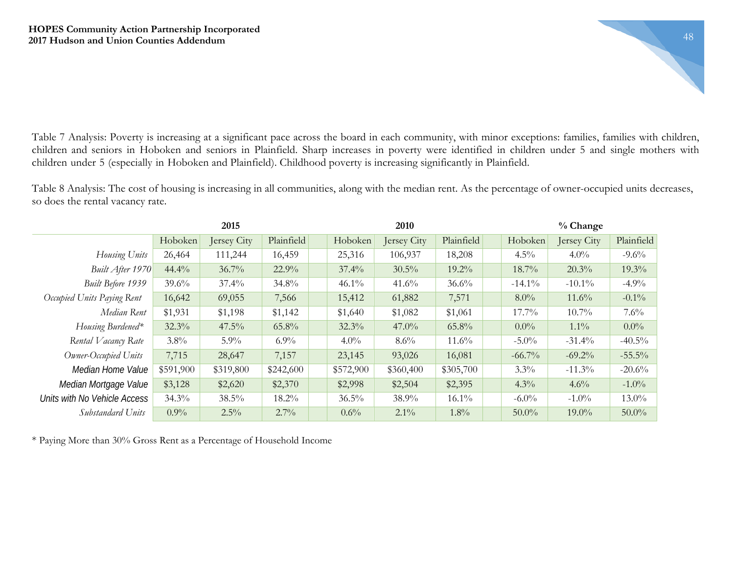Table 7 Analysis: Poverty is increasing at a significant pace across the board in each community, with minor exceptions: families, families with children, children and seniors in Hoboken and seniors in Plainfield. Sharp increases in poverty were identified in children under 5 and single mothers with children under 5 (especially in Hoboken and Plainfield). Childhood poverty is increasing significantly in Plainfield.

Table 8 Analysis: The cost of housing is increasing in all communities, along with the median rent. As the percentage of owner-occupied units decreases, so does the rental vacancy rate.

| | 2015 | | | 2010 | | | % Change | | |
|---|---|---|---|---|---|---|---|---|---|
| | Hoboken | Jersey City | Plainfield | Hoboken | Jersey City | Plainfield | Hoboken | Jersey City | Plainfield |
| *Housing Units* | 26,464 | 111,244 | 16,459 | 25,316 | 106,937 | 18,208 | 4.5% | 4.0% | -9.6% |
| *Built After 1970* | 44.4% | 36.7% | 22.9% | 37.4% | 30.5% | 19.2% | 18.7% | 20.3% | 19.3% |
| *Built Before 1939* | 39.6% | 37.4% | 34.8% | 46.1% | 41.6% | 36.6% | -14.1% | -10.1% | -4.9% |
| *Occupied Units Paying Rent* | 16,642 | 69,055 | 7,566 | 15,412 | 61,882 | 7,571 | 8.0% | 11.6% | -0.1% |
| *Median Rent* | $1,931 | $1,198 | $1,142 | $1,640 | $1,082 | $1,061 | 17.7% | 10.7% | 7.6% |
| *Housing Burdened** | 32.3% | 47.5% | 65.8% | 32.3% | 47.0% | 65.8% | 0.0% | 1.1% | 0.0% |
| *Rental Vacancy Rate* | 3.8% | 5.9% | 6.9% | 4.0% | 8.6% | 11.6% | -5.0% | -31.4% | -40.5% |
| *Owner-Occupied Units* | 7,715 | 28,647 | 7,157 | 23,145 | 93,026 | 16,081 | -66.7% | -69.2% | -55.5% |
| *Median Home Value* | $591,900 | $319,800 | $242,600 | $572,900 | $360,400 | $305,700 | 3.3% | -11.3% | -20.6% |
| *Median Mortgage Value* | $3,128 | $2,620 | $2,370 | $2,998 | $2,504 | $2,395 | 4.3% | 4.6% | -1.0% |
| *Units with No Vehicle Access* | 34.3% | 38.5% | 18.2% | 36.5% | 38.9% | 16.1% | -6.0% | -1.0% | 13.0% |
| *Substandard Units* | 0.9% | 2.5% | 2.7% | 0.6% | 2.1% | 1.8% | 50.0% | 19.0% | 50.0% |

* Paying More than 30% Gross Rent as a Percentage of Household Income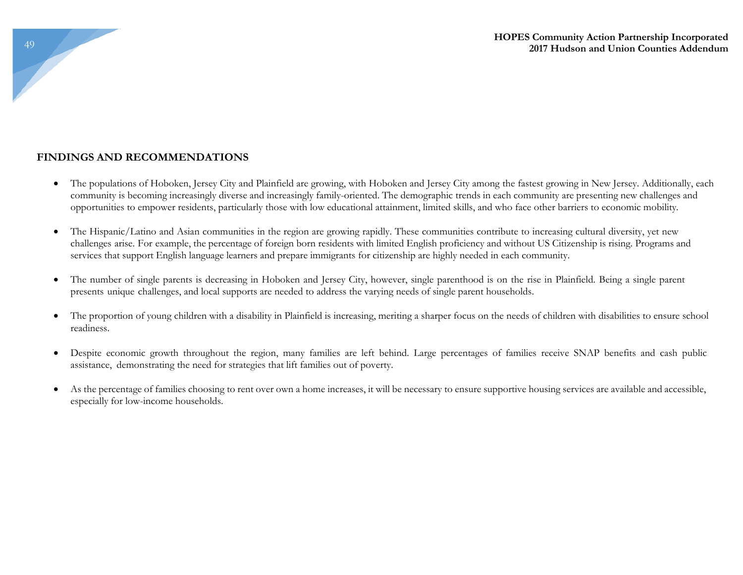## FINDINGS AND RECOMMENDATIONS

- The populations of Hoboken, Jersey City and Plainfield are growing, with Hoboken and Jersey City among the fastest growing in New Jersey. Additionally, each community is becoming increasingly diverse and increasingly family-oriented. The demographic trends in each community are presenting new challenges and opportunities to empower residents, particularly those with low educational attainment, limited skills, and who face other barriers to economic mobility.

- The Hispanic/Latino and Asian communities in the region are growing rapidly. These communities contribute to increasing cultural diversity, yet new challenges arise. For example, the percentage of foreign born residents with limited English proficiency and without US Citizenship is rising. Programs and services that support English language learners and prepare immigrants for citizenship are highly needed in each community.

- The number of single parents is decreasing in Hoboken and Jersey City, however, single parenthood is on the rise in Plainfield. Being a single parent presents unique challenges, and local supports are needed to address the varying needs of single parent households.

- The proportion of young children with a disability in Plainfield is increasing, meriting a sharper focus on the needs of children with disabilities to ensure school readiness.

- Despite economic growth throughout the region, many families are left behind. Large percentages of families receive SNAP benefits and cash public assistance, demonstrating the need for strategies that lift families out of poverty.

- As the percentage of families choosing to rent over own a home increases, it will be necessary to ensure supportive housing services are available and accessible, especially for low-income households.